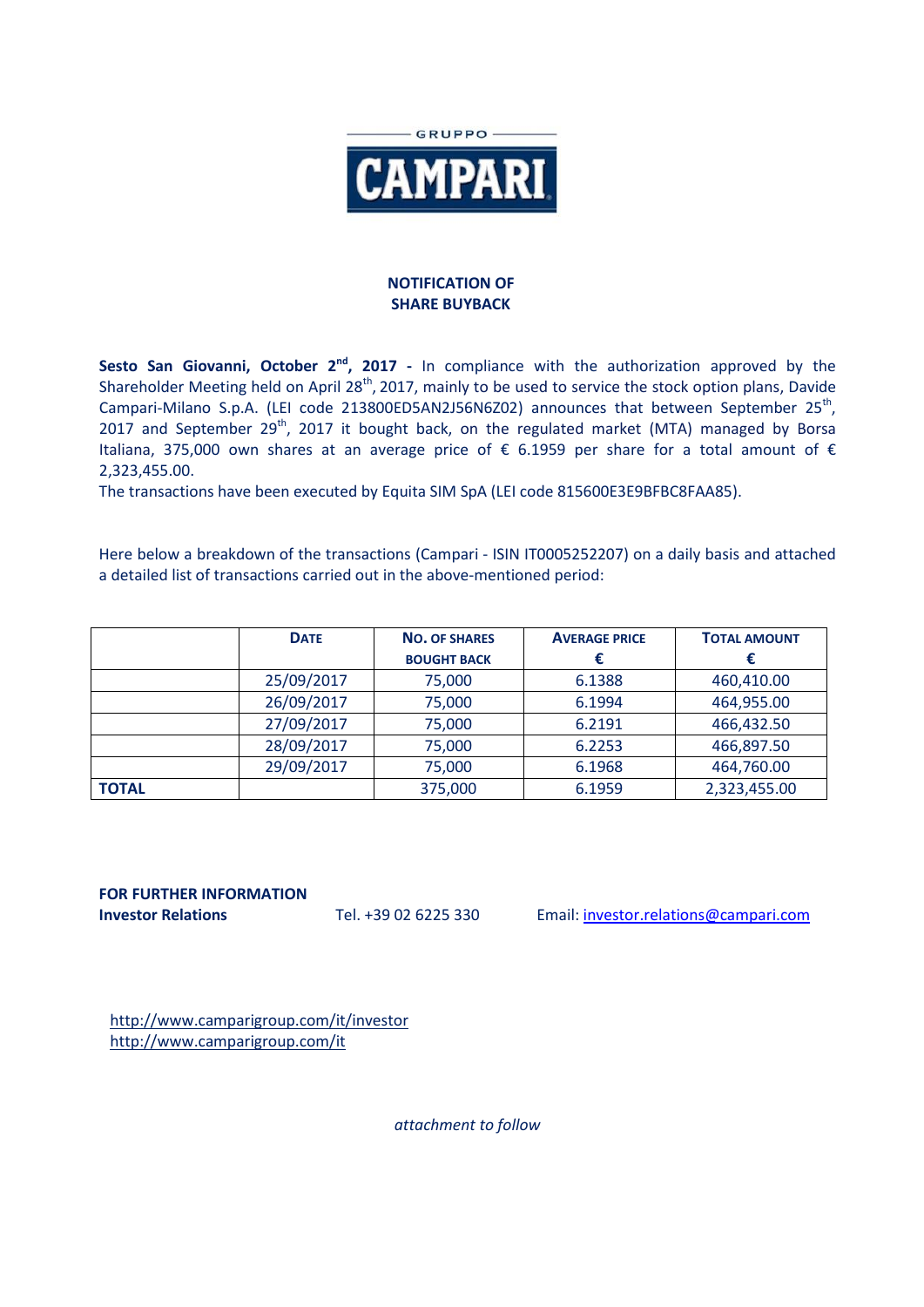GRUPPO
**CAMPARI**

## NOTIFICATION OF SHARE BUYBACK

**Sesto San Giovanni, October 2nd, 2017 -** In compliance with the authorization approved by the Shareholder Meeting held on April 28th, 2017, mainly to be used to service the stock option plans, Davide Campari-Milano S.p.A. (LEI code 213800ED5AN2J56N6Z02) announces that between September 25th, 2017 and September 29th, 2017 it bought back, on the regulated market (MTA) managed by Borsa Italiana, 375,000 own shares at an average price of € 6.1959 per share for a total amount of € 2,323,455.00.

The transactions have been executed by Equita SIM SpA (LEI code 815600E3E9BFBC8FAA85).

Here below a breakdown of the transactions (Campari - ISIN IT0005252207) on a daily basis and attached a detailed list of transactions carried out in the above-mentioned period:

| | DATE | NO. OF SHARES BOUGHT BACK | AVERAGE PRICE € | TOTAL AMOUNT € |
|---|---|---|---|---|
| | 25/09/2017 | 75,000 | 6.1388 | 460,410.00 |
| | 26/09/2017 | 75,000 | 6.1994 | 464,955.00 |
| | 27/09/2017 | 75,000 | 6.2191 | 466,432.50 |
| | 28/09/2017 | 75,000 | 6.2253 | 466,897.50 |
| | 29/09/2017 | 75,000 | 6.1968 | 464,760.00 |
| **TOTAL** | | 375,000 | 6.1959 | 2,323,455.00 |

**FOR FURTHER INFORMATION**

**Investor Relations** Tel. +39 02 6225 330 Email: investor.relations@campari.com

http://www.camparigroup.com/it/investor
http://www.camparigroup.com/it

*attachment to follow*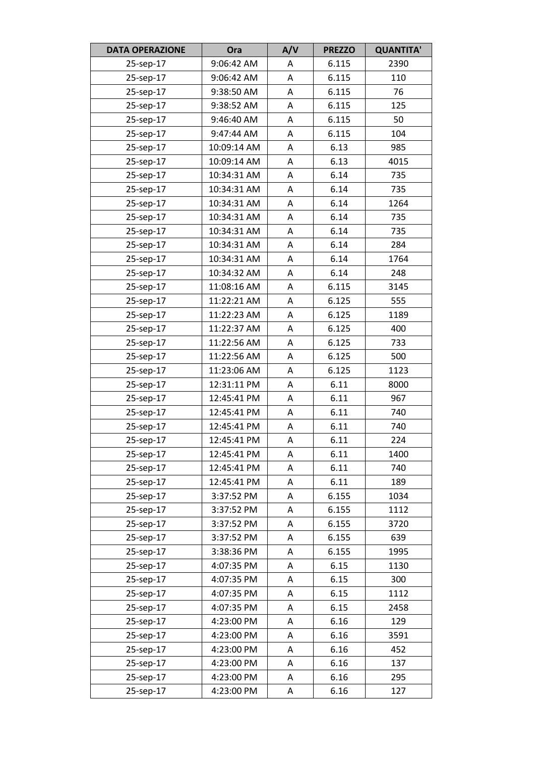| DATA OPERAZIONE | Ora | A/V | PREZZO | QUANTITA' |
|---|---|---|---|---|
| 25-sep-17 | 9:06:42 AM | A | 6.115 | 2390 |
| 25-sep-17 | 9:06:42 AM | A | 6.115 | 110 |
| 25-sep-17 | 9:38:50 AM | A | 6.115 | 76 |
| 25-sep-17 | 9:38:52 AM | A | 6.115 | 125 |
| 25-sep-17 | 9:46:40 AM | A | 6.115 | 50 |
| 25-sep-17 | 9:47:44 AM | A | 6.115 | 104 |
| 25-sep-17 | 10:09:14 AM | A | 6.13 | 985 |
| 25-sep-17 | 10:09:14 AM | A | 6.13 | 4015 |
| 25-sep-17 | 10:34:31 AM | A | 6.14 | 735 |
| 25-sep-17 | 10:34:31 AM | A | 6.14 | 735 |
| 25-sep-17 | 10:34:31 AM | A | 6.14 | 1264 |
| 25-sep-17 | 10:34:31 AM | A | 6.14 | 735 |
| 25-sep-17 | 10:34:31 AM | A | 6.14 | 735 |
| 25-sep-17 | 10:34:31 AM | A | 6.14 | 284 |
| 25-sep-17 | 10:34:31 AM | A | 6.14 | 1764 |
| 25-sep-17 | 10:34:32 AM | A | 6.14 | 248 |
| 25-sep-17 | 11:08:16 AM | A | 6.115 | 3145 |
| 25-sep-17 | 11:22:21 AM | A | 6.125 | 555 |
| 25-sep-17 | 11:22:23 AM | A | 6.125 | 1189 |
| 25-sep-17 | 11:22:37 AM | A | 6.125 | 400 |
| 25-sep-17 | 11:22:56 AM | A | 6.125 | 733 |
| 25-sep-17 | 11:22:56 AM | A | 6.125 | 500 |
| 25-sep-17 | 11:23:06 AM | A | 6.125 | 1123 |
| 25-sep-17 | 12:31:11 PM | A | 6.11 | 8000 |
| 25-sep-17 | 12:45:41 PM | A | 6.11 | 967 |
| 25-sep-17 | 12:45:41 PM | A | 6.11 | 740 |
| 25-sep-17 | 12:45:41 PM | A | 6.11 | 740 |
| 25-sep-17 | 12:45:41 PM | A | 6.11 | 224 |
| 25-sep-17 | 12:45:41 PM | A | 6.11 | 1400 |
| 25-sep-17 | 12:45:41 PM | A | 6.11 | 740 |
| 25-sep-17 | 12:45:41 PM | A | 6.11 | 189 |
| 25-sep-17 | 3:37:52 PM | A | 6.155 | 1034 |
| 25-sep-17 | 3:37:52 PM | A | 6.155 | 1112 |
| 25-sep-17 | 3:37:52 PM | A | 6.155 | 3720 |
| 25-sep-17 | 3:37:52 PM | A | 6.155 | 639 |
| 25-sep-17 | 3:38:36 PM | A | 6.155 | 1995 |
| 25-sep-17 | 4:07:35 PM | A | 6.15 | 1130 |
| 25-sep-17 | 4:07:35 PM | A | 6.15 | 300 |
| 25-sep-17 | 4:07:35 PM | A | 6.15 | 1112 |
| 25-sep-17 | 4:07:35 PM | A | 6.15 | 2458 |
| 25-sep-17 | 4:23:00 PM | A | 6.16 | 129 |
| 25-sep-17 | 4:23:00 PM | A | 6.16 | 3591 |
| 25-sep-17 | 4:23:00 PM | A | 6.16 | 452 |
| 25-sep-17 | 4:23:00 PM | A | 6.16 | 137 |
| 25-sep-17 | 4:23:00 PM | A | 6.16 | 295 |
| 25-sep-17 | 4:23:00 PM | A | 6.16 | 127 |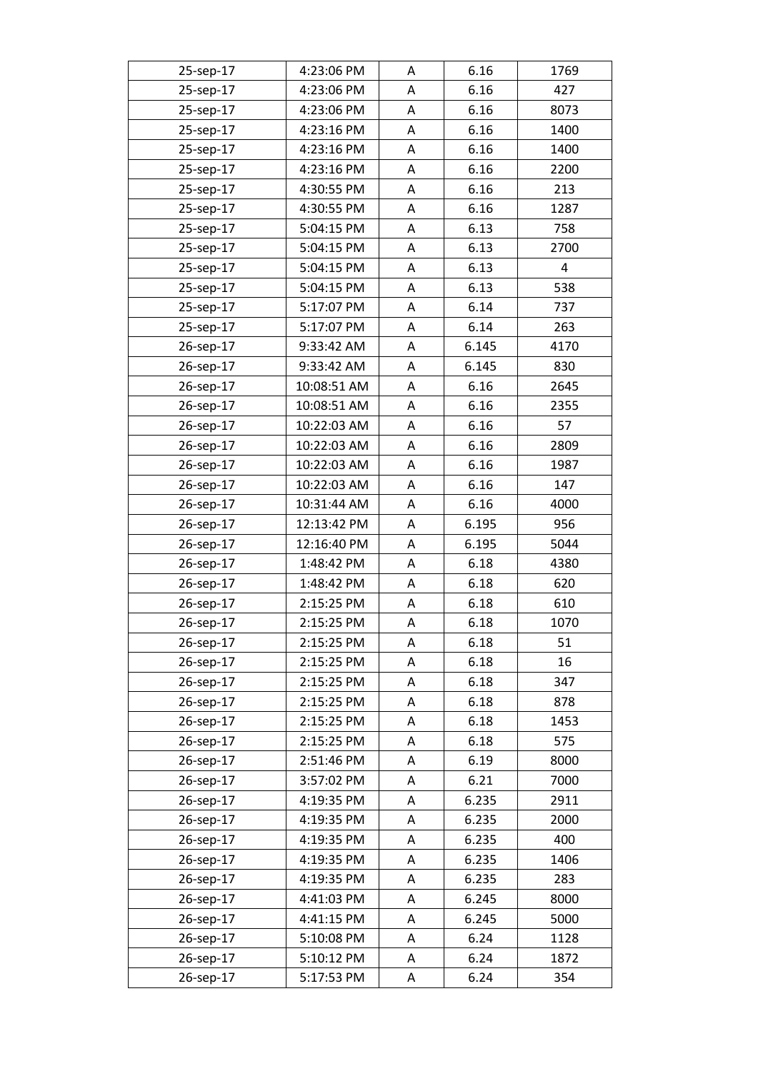| 25-sep-17 | 4:23:06 PM | A | 6.16 | 1769 |
|---|---|---|---|---|
| 25-sep-17 | 4:23:06 PM | A | 6.16 | 427 |
| 25-sep-17 | 4:23:06 PM | A | 6.16 | 8073 |
| 25-sep-17 | 4:23:16 PM | A | 6.16 | 1400 |
| 25-sep-17 | 4:23:16 PM | A | 6.16 | 1400 |
| 25-sep-17 | 4:23:16 PM | A | 6.16 | 2200 |
| 25-sep-17 | 4:30:55 PM | A | 6.16 | 213 |
| 25-sep-17 | 4:30:55 PM | A | 6.16 | 1287 |
| 25-sep-17 | 5:04:15 PM | A | 6.13 | 758 |
| 25-sep-17 | 5:04:15 PM | A | 6.13 | 2700 |
| 25-sep-17 | 5:04:15 PM | A | 6.13 | 4 |
| 25-sep-17 | 5:04:15 PM | A | 6.13 | 538 |
| 25-sep-17 | 5:17:07 PM | A | 6.14 | 737 |
| 25-sep-17 | 5:17:07 PM | A | 6.14 | 263 |
| 26-sep-17 | 9:33:42 AM | A | 6.145 | 4170 |
| 26-sep-17 | 9:33:42 AM | A | 6.145 | 830 |
| 26-sep-17 | 10:08:51 AM | A | 6.16 | 2645 |
| 26-sep-17 | 10:08:51 AM | A | 6.16 | 2355 |
| 26-sep-17 | 10:22:03 AM | A | 6.16 | 57 |
| 26-sep-17 | 10:22:03 AM | A | 6.16 | 2809 |
| 26-sep-17 | 10:22:03 AM | A | 6.16 | 1987 |
| 26-sep-17 | 10:22:03 AM | A | 6.16 | 147 |
| 26-sep-17 | 10:31:44 AM | A | 6.16 | 4000 |
| 26-sep-17 | 12:13:42 PM | A | 6.195 | 956 |
| 26-sep-17 | 12:16:40 PM | A | 6.195 | 5044 |
| 26-sep-17 | 1:48:42 PM | A | 6.18 | 4380 |
| 26-sep-17 | 1:48:42 PM | A | 6.18 | 620 |
| 26-sep-17 | 2:15:25 PM | A | 6.18 | 610 |
| 26-sep-17 | 2:15:25 PM | A | 6.18 | 1070 |
| 26-sep-17 | 2:15:25 PM | A | 6.18 | 51 |
| 26-sep-17 | 2:15:25 PM | A | 6.18 | 16 |
| 26-sep-17 | 2:15:25 PM | A | 6.18 | 347 |
| 26-sep-17 | 2:15:25 PM | A | 6.18 | 878 |
| 26-sep-17 | 2:15:25 PM | A | 6.18 | 1453 |
| 26-sep-17 | 2:15:25 PM | A | 6.18 | 575 |
| 26-sep-17 | 2:51:46 PM | A | 6.19 | 8000 |
| 26-sep-17 | 3:57:02 PM | A | 6.21 | 7000 |
| 26-sep-17 | 4:19:35 PM | A | 6.235 | 2911 |
| 26-sep-17 | 4:19:35 PM | A | 6.235 | 2000 |
| 26-sep-17 | 4:19:35 PM | A | 6.235 | 400 |
| 26-sep-17 | 4:19:35 PM | A | 6.235 | 1406 |
| 26-sep-17 | 4:19:35 PM | A | 6.235 | 283 |
| 26-sep-17 | 4:41:03 PM | A | 6.245 | 8000 |
| 26-sep-17 | 4:41:15 PM | A | 6.245 | 5000 |
| 26-sep-17 | 5:10:08 PM | A | 6.24 | 1128 |
| 26-sep-17 | 5:10:12 PM | A | 6.24 | 1872 |
| 26-sep-17 | 5:17:53 PM | A | 6.24 | 354 |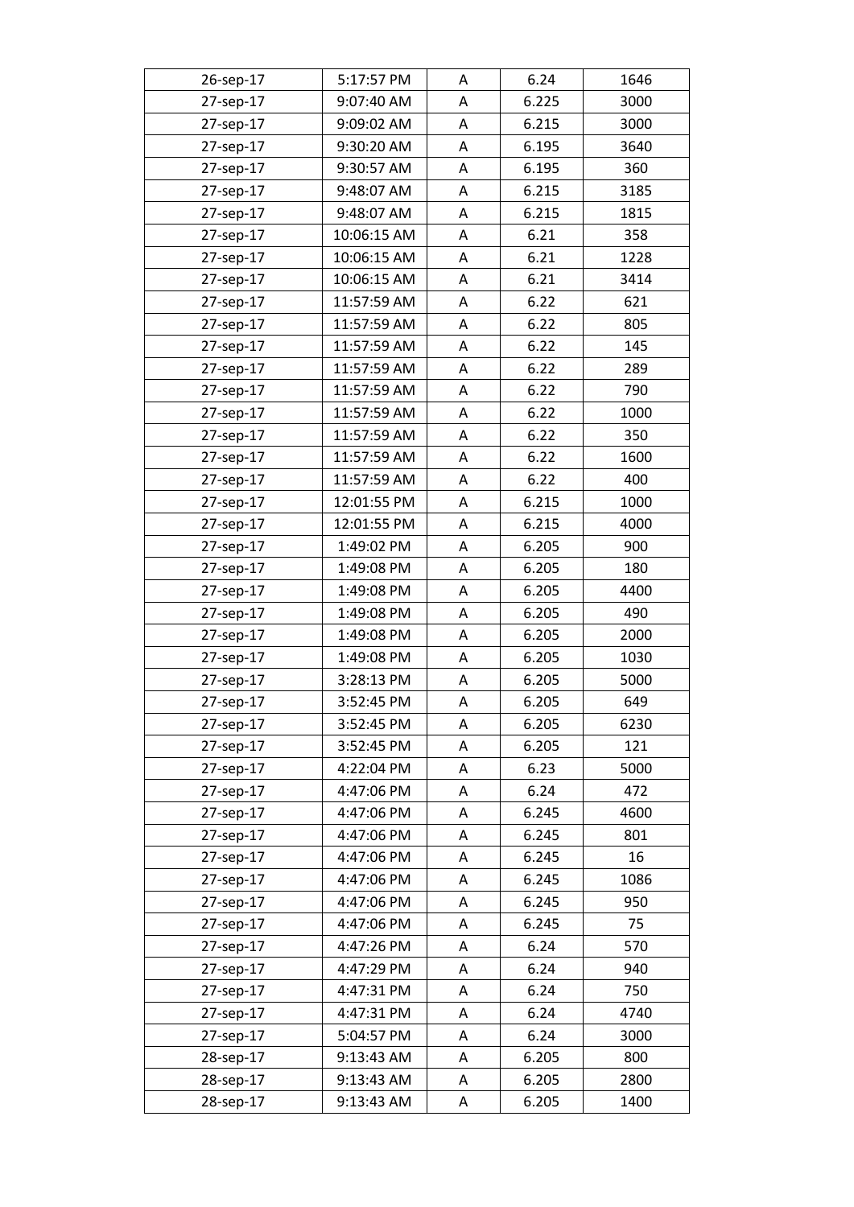| 26-sep-17 | 5:17:57 PM | A | 6.24 | 1646 |
|---|---|---|---|---|
| 27-sep-17 | 9:07:40 AM | A | 6.225 | 3000 |
| 27-sep-17 | 9:09:02 AM | A | 6.215 | 3000 |
| 27-sep-17 | 9:30:20 AM | A | 6.195 | 3640 |
| 27-sep-17 | 9:30:57 AM | A | 6.195 | 360 |
| 27-sep-17 | 9:48:07 AM | A | 6.215 | 3185 |
| 27-sep-17 | 9:48:07 AM | A | 6.215 | 1815 |
| 27-sep-17 | 10:06:15 AM | A | 6.21 | 358 |
| 27-sep-17 | 10:06:15 AM | A | 6.21 | 1228 |
| 27-sep-17 | 10:06:15 AM | A | 6.21 | 3414 |
| 27-sep-17 | 11:57:59 AM | A | 6.22 | 621 |
| 27-sep-17 | 11:57:59 AM | A | 6.22 | 805 |
| 27-sep-17 | 11:57:59 AM | A | 6.22 | 145 |
| 27-sep-17 | 11:57:59 AM | A | 6.22 | 289 |
| 27-sep-17 | 11:57:59 AM | A | 6.22 | 790 |
| 27-sep-17 | 11:57:59 AM | A | 6.22 | 1000 |
| 27-sep-17 | 11:57:59 AM | A | 6.22 | 350 |
| 27-sep-17 | 11:57:59 AM | A | 6.22 | 1600 |
| 27-sep-17 | 11:57:59 AM | A | 6.22 | 400 |
| 27-sep-17 | 12:01:55 PM | A | 6.215 | 1000 |
| 27-sep-17 | 12:01:55 PM | A | 6.215 | 4000 |
| 27-sep-17 | 1:49:02 PM | A | 6.205 | 900 |
| 27-sep-17 | 1:49:08 PM | A | 6.205 | 180 |
| 27-sep-17 | 1:49:08 PM | A | 6.205 | 4400 |
| 27-sep-17 | 1:49:08 PM | A | 6.205 | 490 |
| 27-sep-17 | 1:49:08 PM | A | 6.205 | 2000 |
| 27-sep-17 | 1:49:08 PM | A | 6.205 | 1030 |
| 27-sep-17 | 3:28:13 PM | A | 6.205 | 5000 |
| 27-sep-17 | 3:52:45 PM | A | 6.205 | 649 |
| 27-sep-17 | 3:52:45 PM | A | 6.205 | 6230 |
| 27-sep-17 | 3:52:45 PM | A | 6.205 | 121 |
| 27-sep-17 | 4:22:04 PM | A | 6.23 | 5000 |
| 27-sep-17 | 4:47:06 PM | A | 6.24 | 472 |
| 27-sep-17 | 4:47:06 PM | A | 6.245 | 4600 |
| 27-sep-17 | 4:47:06 PM | A | 6.245 | 801 |
| 27-sep-17 | 4:47:06 PM | A | 6.245 | 16 |
| 27-sep-17 | 4:47:06 PM | A | 6.245 | 1086 |
| 27-sep-17 | 4:47:06 PM | A | 6.245 | 950 |
| 27-sep-17 | 4:47:06 PM | A | 6.245 | 75 |
| 27-sep-17 | 4:47:26 PM | A | 6.24 | 570 |
| 27-sep-17 | 4:47:29 PM | A | 6.24 | 940 |
| 27-sep-17 | 4:47:31 PM | A | 6.24 | 750 |
| 27-sep-17 | 4:47:31 PM | A | 6.24 | 4740 |
| 27-sep-17 | 5:04:57 PM | A | 6.24 | 3000 |
| 28-sep-17 | 9:13:43 AM | A | 6.205 | 800 |
| 28-sep-17 | 9:13:43 AM | A | 6.205 | 2800 |
| 28-sep-17 | 9:13:43 AM | A | 6.205 | 1400 |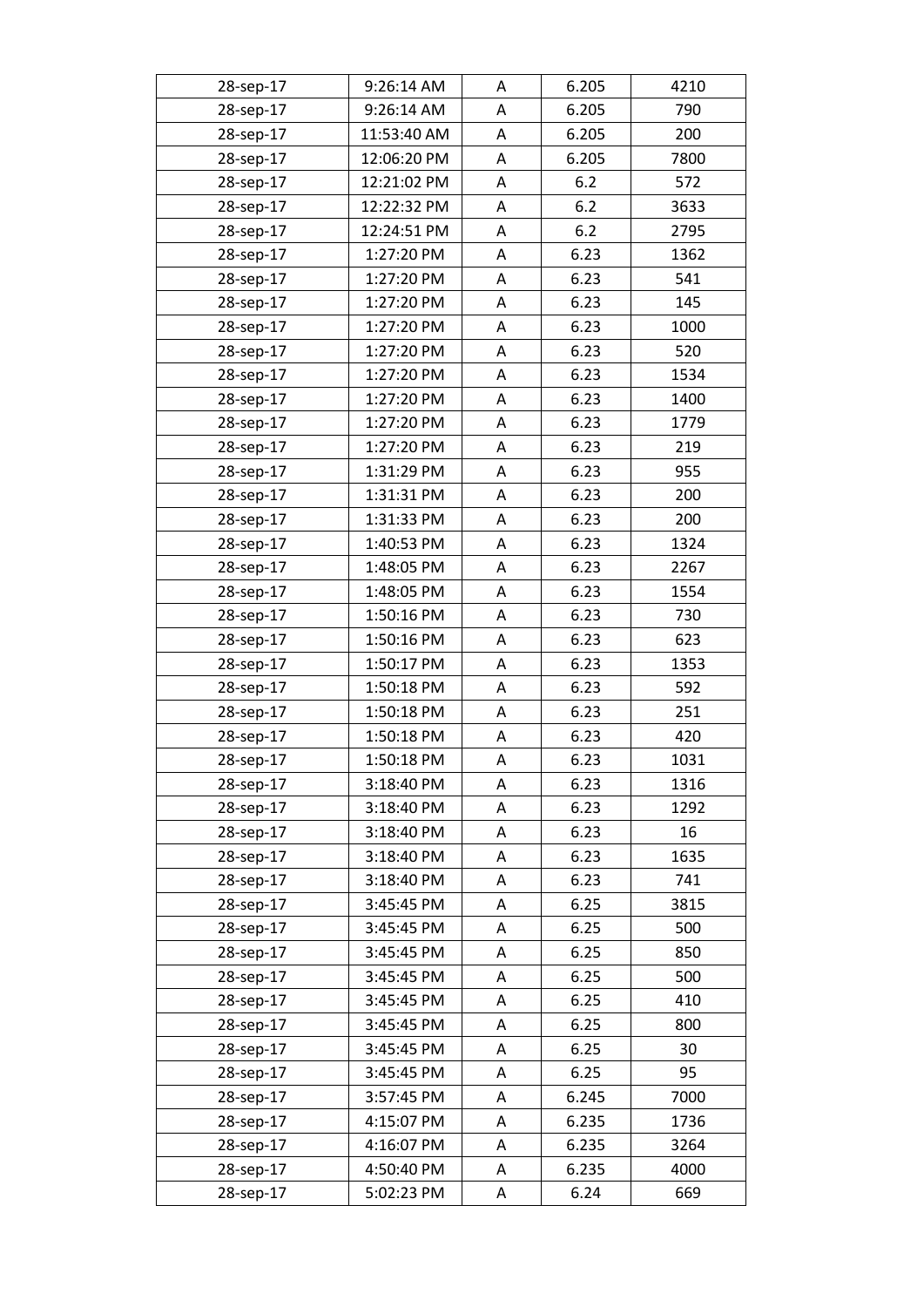| 28-sep-17 | 9:26:14 AM | A | 6.205 | 4210 |
|---|---|---|---|---|
| 28-sep-17 | 9:26:14 AM | A | 6.205 | 790 |
| 28-sep-17 | 11:53:40 AM | A | 6.205 | 200 |
| 28-sep-17 | 12:06:20 PM | A | 6.205 | 7800 |
| 28-sep-17 | 12:21:02 PM | A | 6.2 | 572 |
| 28-sep-17 | 12:22:32 PM | A | 6.2 | 3633 |
| 28-sep-17 | 12:24:51 PM | A | 6.2 | 2795 |
| 28-sep-17 | 1:27:20 PM | A | 6.23 | 1362 |
| 28-sep-17 | 1:27:20 PM | A | 6.23 | 541 |
| 28-sep-17 | 1:27:20 PM | A | 6.23 | 145 |
| 28-sep-17 | 1:27:20 PM | A | 6.23 | 1000 |
| 28-sep-17 | 1:27:20 PM | A | 6.23 | 520 |
| 28-sep-17 | 1:27:20 PM | A | 6.23 | 1534 |
| 28-sep-17 | 1:27:20 PM | A | 6.23 | 1400 |
| 28-sep-17 | 1:27:20 PM | A | 6.23 | 1779 |
| 28-sep-17 | 1:27:20 PM | A | 6.23 | 219 |
| 28-sep-17 | 1:31:29 PM | A | 6.23 | 955 |
| 28-sep-17 | 1:31:31 PM | A | 6.23 | 200 |
| 28-sep-17 | 1:31:33 PM | A | 6.23 | 200 |
| 28-sep-17 | 1:40:53 PM | A | 6.23 | 1324 |
| 28-sep-17 | 1:48:05 PM | A | 6.23 | 2267 |
| 28-sep-17 | 1:48:05 PM | A | 6.23 | 1554 |
| 28-sep-17 | 1:50:16 PM | A | 6.23 | 730 |
| 28-sep-17 | 1:50:16 PM | A | 6.23 | 623 |
| 28-sep-17 | 1:50:17 PM | A | 6.23 | 1353 |
| 28-sep-17 | 1:50:18 PM | A | 6.23 | 592 |
| 28-sep-17 | 1:50:18 PM | A | 6.23 | 251 |
| 28-sep-17 | 1:50:18 PM | A | 6.23 | 420 |
| 28-sep-17 | 1:50:18 PM | A | 6.23 | 1031 |
| 28-sep-17 | 3:18:40 PM | A | 6.23 | 1316 |
| 28-sep-17 | 3:18:40 PM | A | 6.23 | 1292 |
| 28-sep-17 | 3:18:40 PM | A | 6.23 | 16 |
| 28-sep-17 | 3:18:40 PM | A | 6.23 | 1635 |
| 28-sep-17 | 3:18:40 PM | A | 6.23 | 741 |
| 28-sep-17 | 3:45:45 PM | A | 6.25 | 3815 |
| 28-sep-17 | 3:45:45 PM | A | 6.25 | 500 |
| 28-sep-17 | 3:45:45 PM | A | 6.25 | 850 |
| 28-sep-17 | 3:45:45 PM | A | 6.25 | 500 |
| 28-sep-17 | 3:45:45 PM | A | 6.25 | 410 |
| 28-sep-17 | 3:45:45 PM | A | 6.25 | 800 |
| 28-sep-17 | 3:45:45 PM | A | 6.25 | 30 |
| 28-sep-17 | 3:45:45 PM | A | 6.25 | 95 |
| 28-sep-17 | 3:57:45 PM | A | 6.245 | 7000 |
| 28-sep-17 | 4:15:07 PM | A | 6.235 | 1736 |
| 28-sep-17 | 4:16:07 PM | A | 6.235 | 3264 |
| 28-sep-17 | 4:50:40 PM | A | 6.235 | 4000 |
| 28-sep-17 | 5:02:23 PM | A | 6.24 | 669 |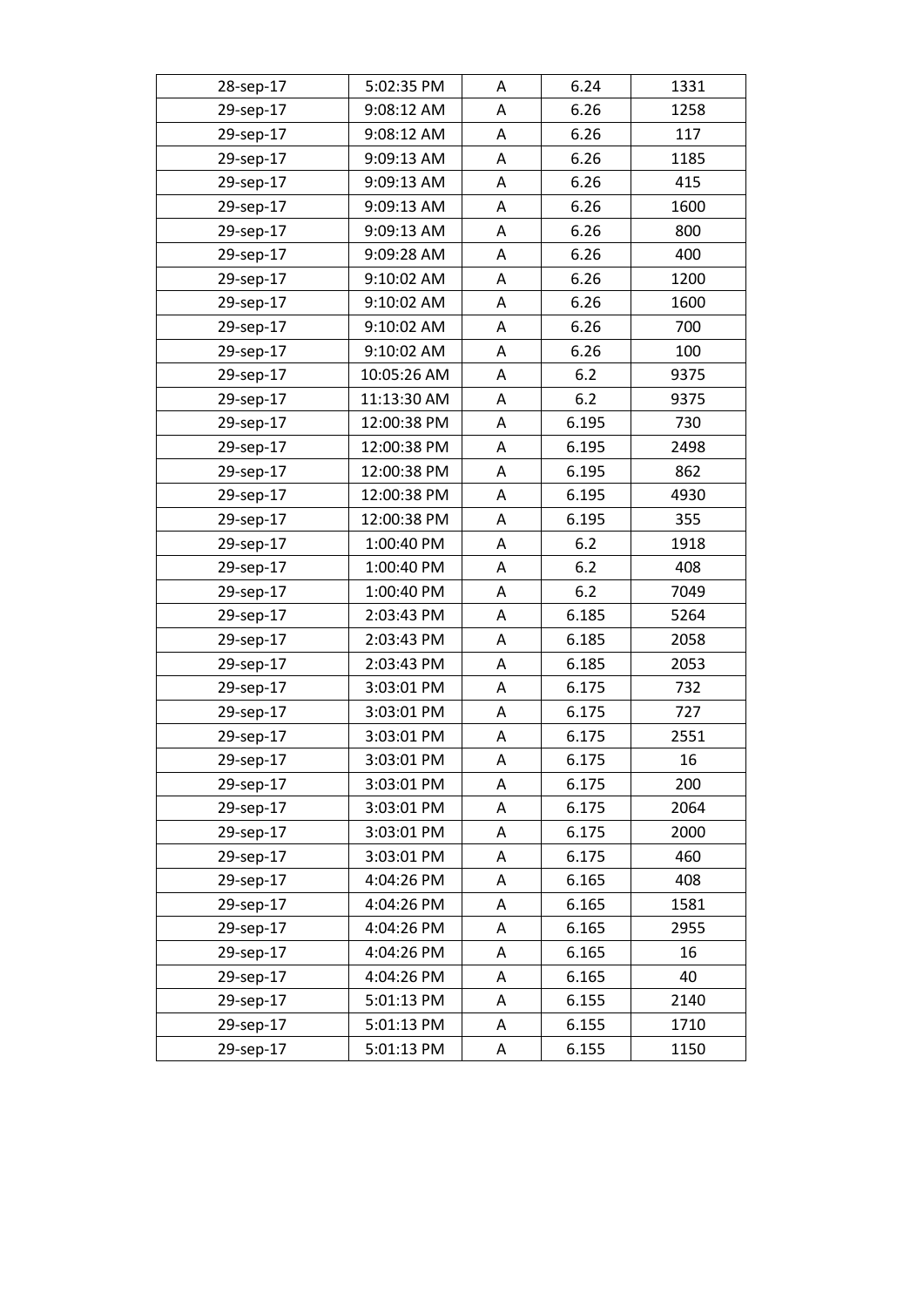| | | | | |
|---|---|---|---|---|
| 28-sep-17 | 5:02:35 PM | A | 6.24 | 1331 |
| 29-sep-17 | 9:08:12 AM | A | 6.26 | 1258 |
| 29-sep-17 | 9:08:12 AM | A | 6.26 | 117 |
| 29-sep-17 | 9:09:13 AM | A | 6.26 | 1185 |
| 29-sep-17 | 9:09:13 AM | A | 6.26 | 415 |
| 29-sep-17 | 9:09:13 AM | A | 6.26 | 1600 |
| 29-sep-17 | 9:09:13 AM | A | 6.26 | 800 |
| 29-sep-17 | 9:09:28 AM | A | 6.26 | 400 |
| 29-sep-17 | 9:10:02 AM | A | 6.26 | 1200 |
| 29-sep-17 | 9:10:02 AM | A | 6.26 | 1600 |
| 29-sep-17 | 9:10:02 AM | A | 6.26 | 700 |
| 29-sep-17 | 9:10:02 AM | A | 6.26 | 100 |
| 29-sep-17 | 10:05:26 AM | A | 6.2 | 9375 |
| 29-sep-17 | 11:13:30 AM | A | 6.2 | 9375 |
| 29-sep-17 | 12:00:38 PM | A | 6.195 | 730 |
| 29-sep-17 | 12:00:38 PM | A | 6.195 | 2498 |
| 29-sep-17 | 12:00:38 PM | A | 6.195 | 862 |
| 29-sep-17 | 12:00:38 PM | A | 6.195 | 4930 |
| 29-sep-17 | 12:00:38 PM | A | 6.195 | 355 |
| 29-sep-17 | 1:00:40 PM | A | 6.2 | 1918 |
| 29-sep-17 | 1:00:40 PM | A | 6.2 | 408 |
| 29-sep-17 | 1:00:40 PM | A | 6.2 | 7049 |
| 29-sep-17 | 2:03:43 PM | A | 6.185 | 5264 |
| 29-sep-17 | 2:03:43 PM | A | 6.185 | 2058 |
| 29-sep-17 | 2:03:43 PM | A | 6.185 | 2053 |
| 29-sep-17 | 3:03:01 PM | A | 6.175 | 732 |
| 29-sep-17 | 3:03:01 PM | A | 6.175 | 727 |
| 29-sep-17 | 3:03:01 PM | A | 6.175 | 2551 |
| 29-sep-17 | 3:03:01 PM | A | 6.175 | 16 |
| 29-sep-17 | 3:03:01 PM | A | 6.175 | 200 |
| 29-sep-17 | 3:03:01 PM | A | 6.175 | 2064 |
| 29-sep-17 | 3:03:01 PM | A | 6.175 | 2000 |
| 29-sep-17 | 3:03:01 PM | A | 6.175 | 460 |
| 29-sep-17 | 4:04:26 PM | A | 6.165 | 408 |
| 29-sep-17 | 4:04:26 PM | A | 6.165 | 1581 |
| 29-sep-17 | 4:04:26 PM | A | 6.165 | 2955 |
| 29-sep-17 | 4:04:26 PM | A | 6.165 | 16 |
| 29-sep-17 | 4:04:26 PM | A | 6.165 | 40 |
| 29-sep-17 | 5:01:13 PM | A | 6.155 | 2140 |
| 29-sep-17 | 5:01:13 PM | A | 6.155 | 1710 |
| 29-sep-17 | 5:01:13 PM | A | 6.155 | 1150 |